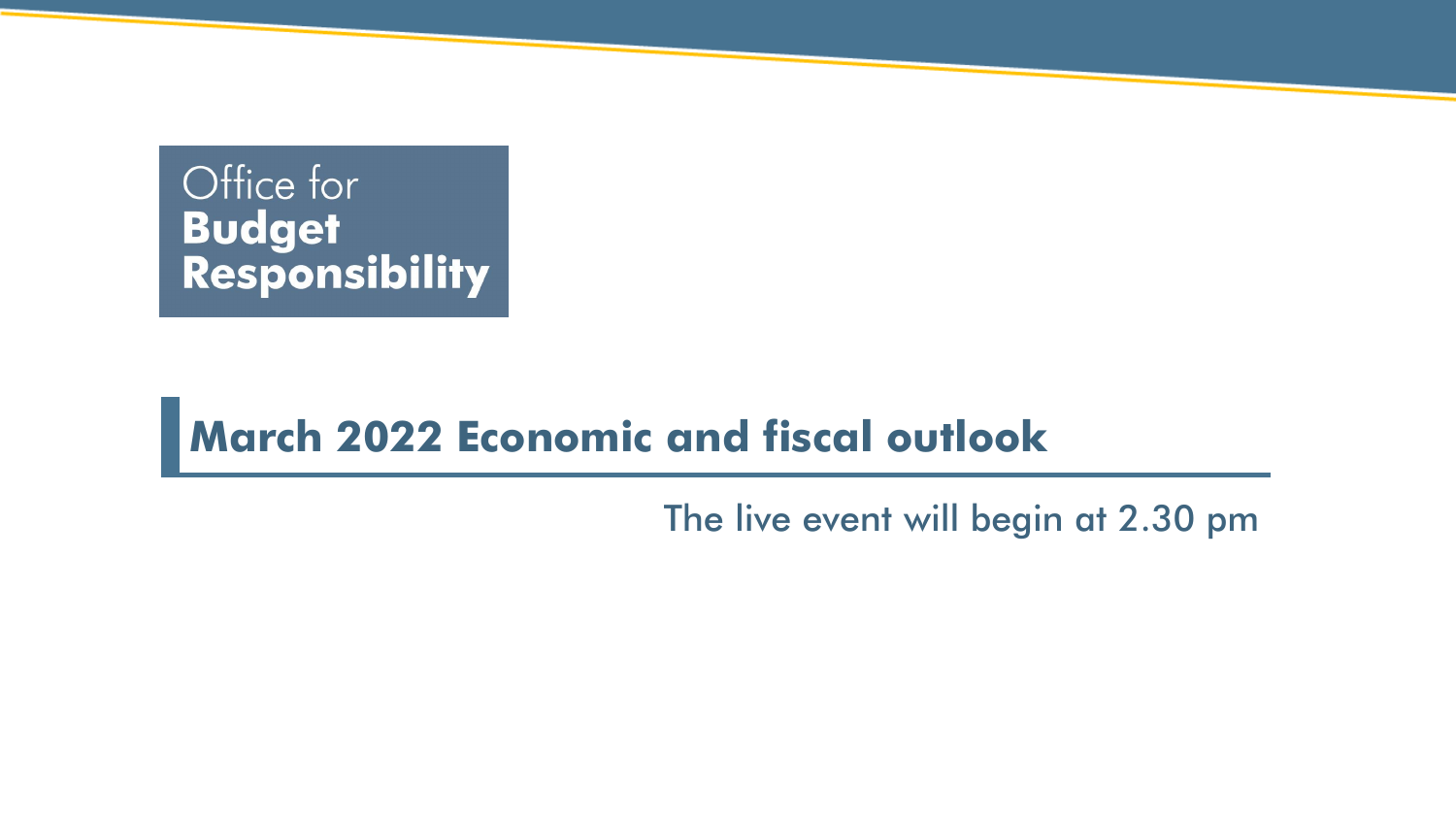Office for **Budget Responsibility**

# March 2022 Economic and fiscal outlook

The live event will begin at 2.30 pm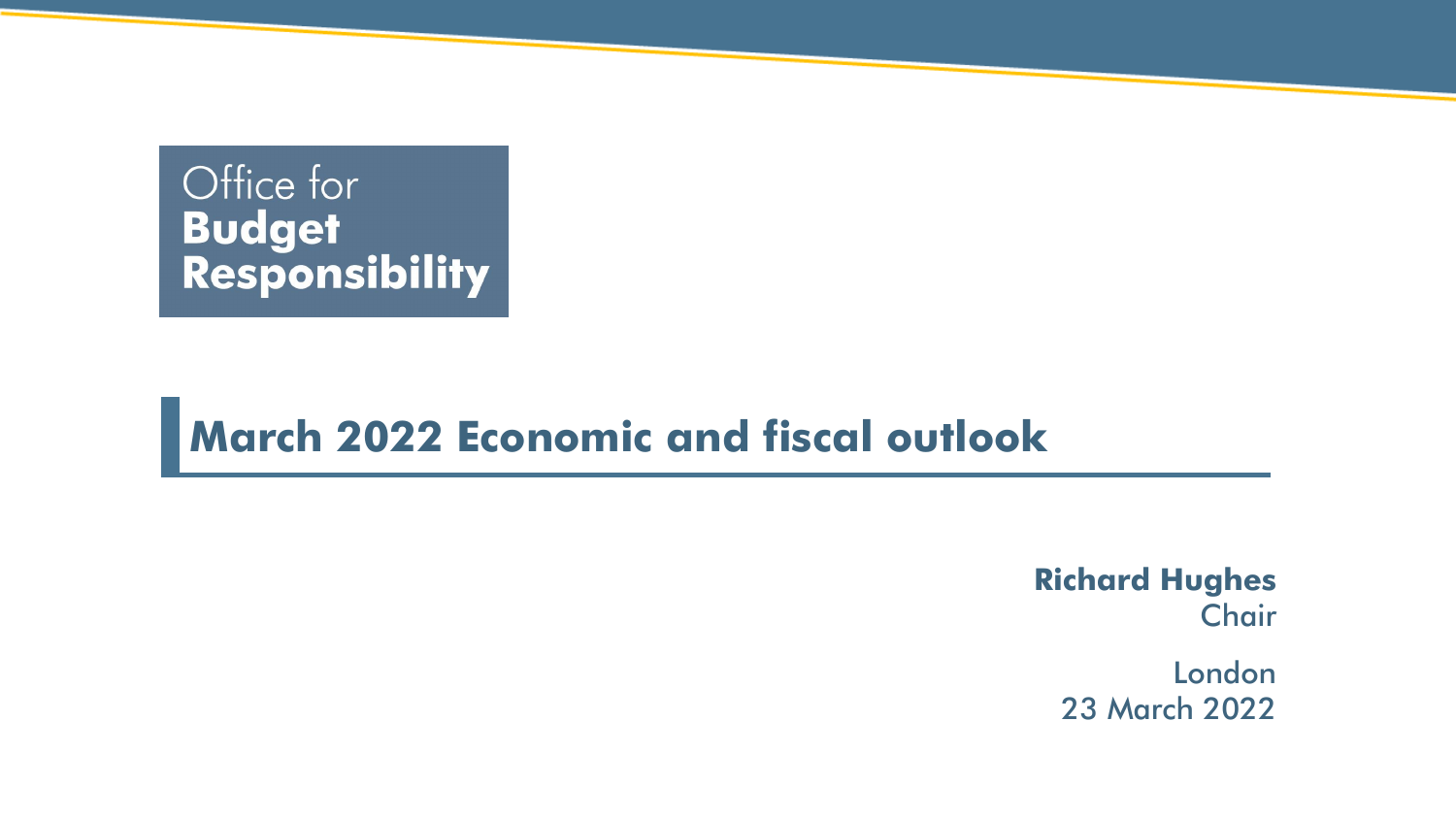Office for
**Budget**
**Responsibility**

# March 2022 Economic and fiscal outlook

**Richard Hughes**
Chair

London
23 March 2022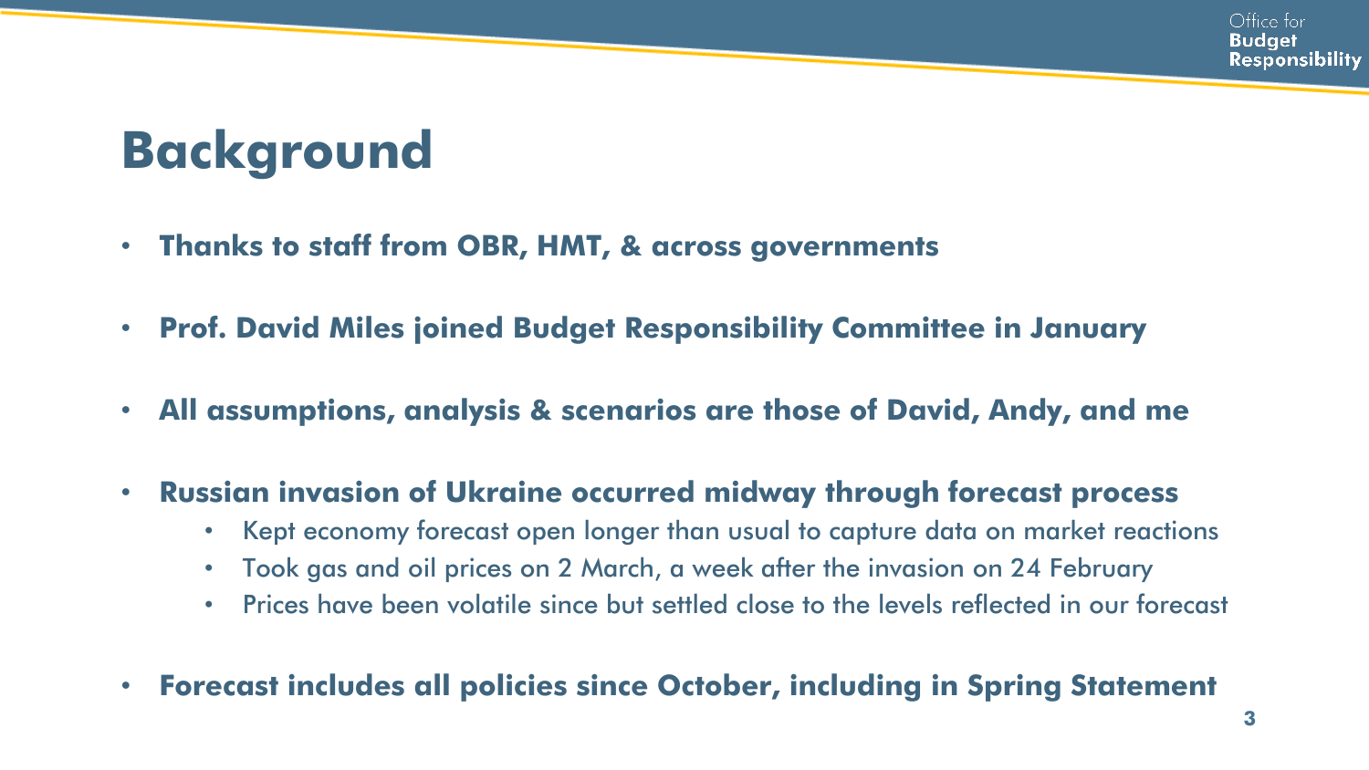# Background

- **Thanks to staff from OBR, HMT, & across governments**
- **Prof. David Miles joined Budget Responsibility Committee in January**
- **All assumptions, analysis & scenarios are those of David, Andy, and me**
- **Russian invasion of Ukraine occurred midway through forecast process**
  - Kept economy forecast open longer than usual to capture data on market reactions
  - Took gas and oil prices on 2 March, a week after the invasion on 24 February
  - Prices have been volatile since but settled close to the levels reflected in our forecast
- **Forecast includes all policies since October, including in Spring Statement**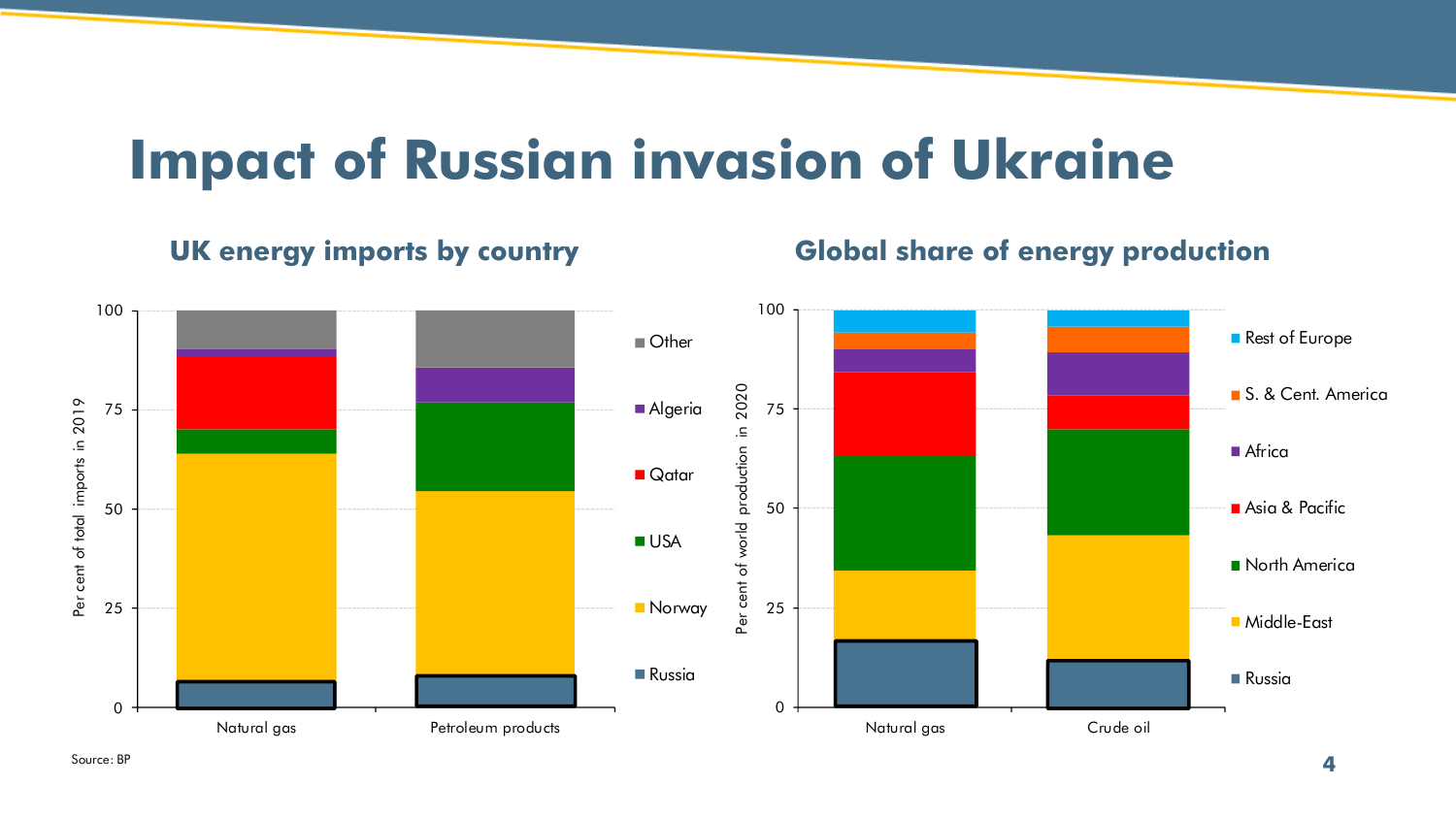# Impact of Russian invasion of Ukraine

## UK energy imports by country

Per cent of total imports in 2019

Natural gas | Petroleum products

Legend: Other, Algeria, Qatar, USA, Norway, Russia

## Global share of energy production

Per cent of world production in 2020

Natural gas | Crude oil

Legend: Rest of Europe, S. & Cent. America, Africa, Asia & Pacific, North America, Middle-East, Russia

Source: BP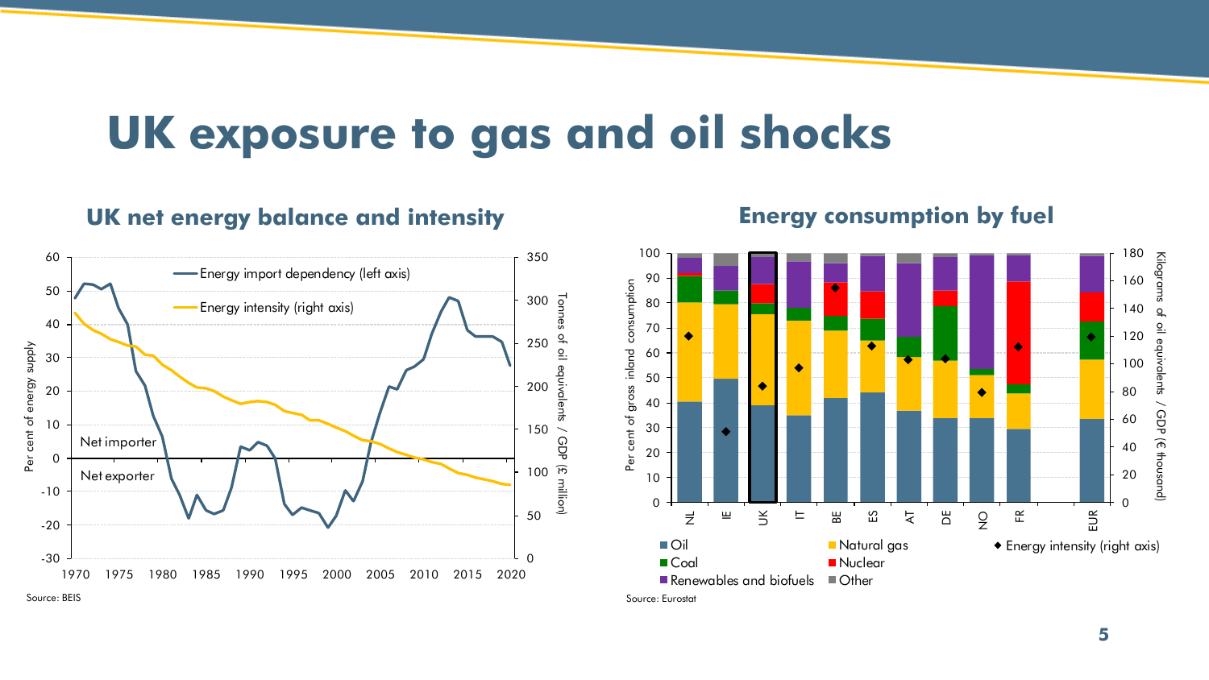# UK exposure to gas and oil shocks

## UK net energy balance and intensity

Energy import dependency (left axis)

Energy intensity (right axis)

Net importer

Net exporter

Per cent of energy supply

Tonnes of oil equivalents / GDP (£ million)

Source: BEIS

## Energy consumption by fuel

Per cent of gross inland consumption

Kilograms of oil equivalents / GDP (€ thousand)

NL, IE, UK, IT, BE, ES, AT, DE, NO, FR, EUR

Oil, Natural gas, Energy intensity (right axis), Coal, Nuclear, Renewables and biofuels, Other

Source: Eurostat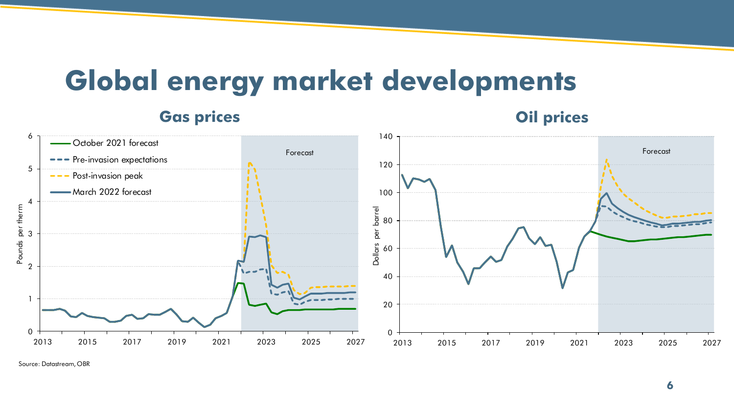# Global energy market developments

## Gas prices

## Oil prices

Source: Datastream, OBR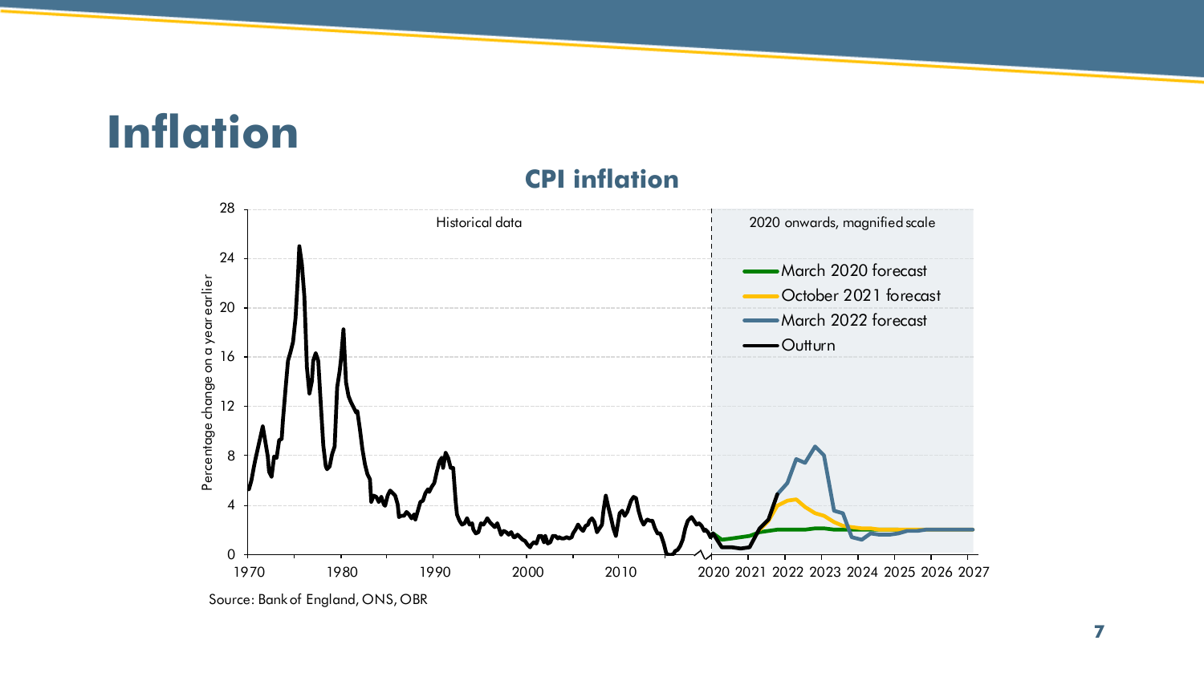# Inflation

## CPI inflation

Historical data

2020 onwards, magnified scale

- March 2020 forecast
- October 2021 forecast
- March 2022 forecast
- Outturn

Percentage change on a year earlier

Source: Bank of England, ONS, OBR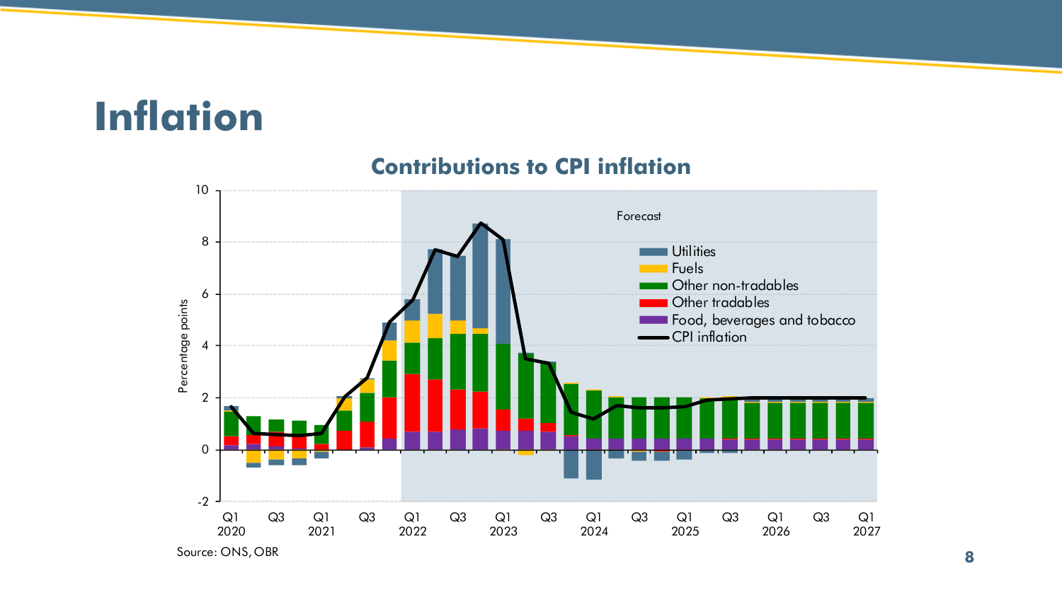# Inflation

**Contributions to CPI inflation**

Source: ONS, OBR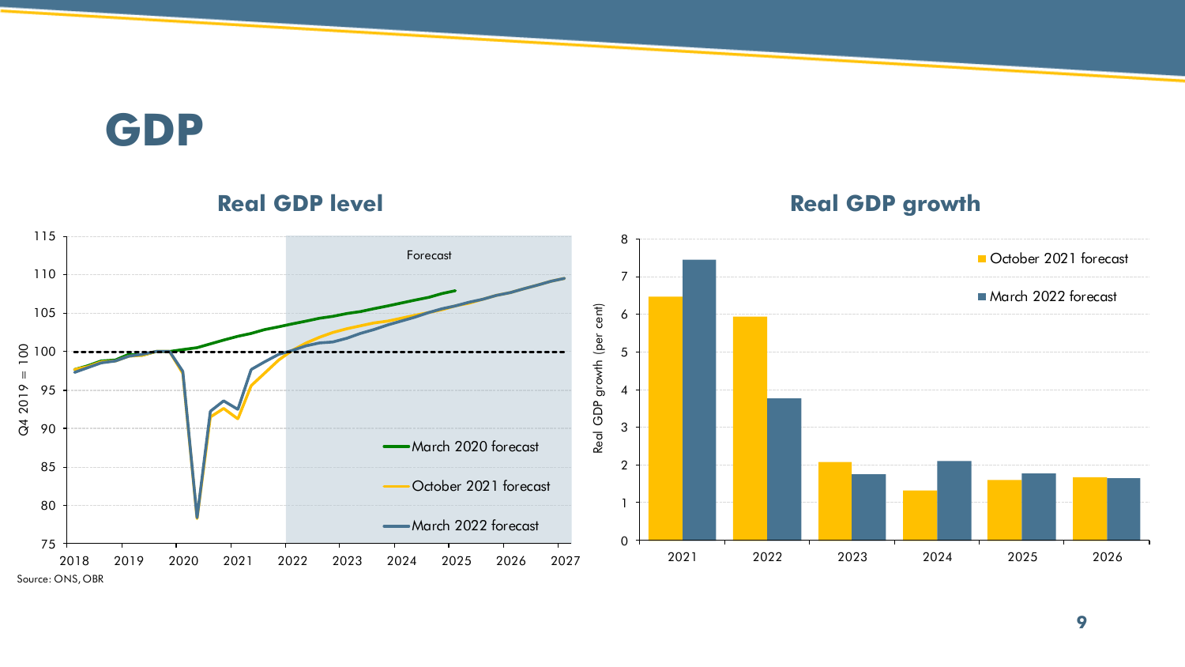# GDP

## Real GDP level

Q4 2019 = 100

Forecast

- March 2020 forecast
- October 2021 forecast
- March 2022 forecast

## Real GDP growth

Real GDP growth (per cent)

| | October 2021 forecast | March 2022 forecast |
|---|---|---|
| 2021 | 6.5 | 7.4 |
| 2022 | 6.0 | 3.8 |
| 2023 | 2.1 | 1.8 |
| 2024 | 1.3 | 2.1 |
| 2025 | 1.6 | 1.8 |
| 2026 | 1.7 | 1.7 |

Source: ONS, OBR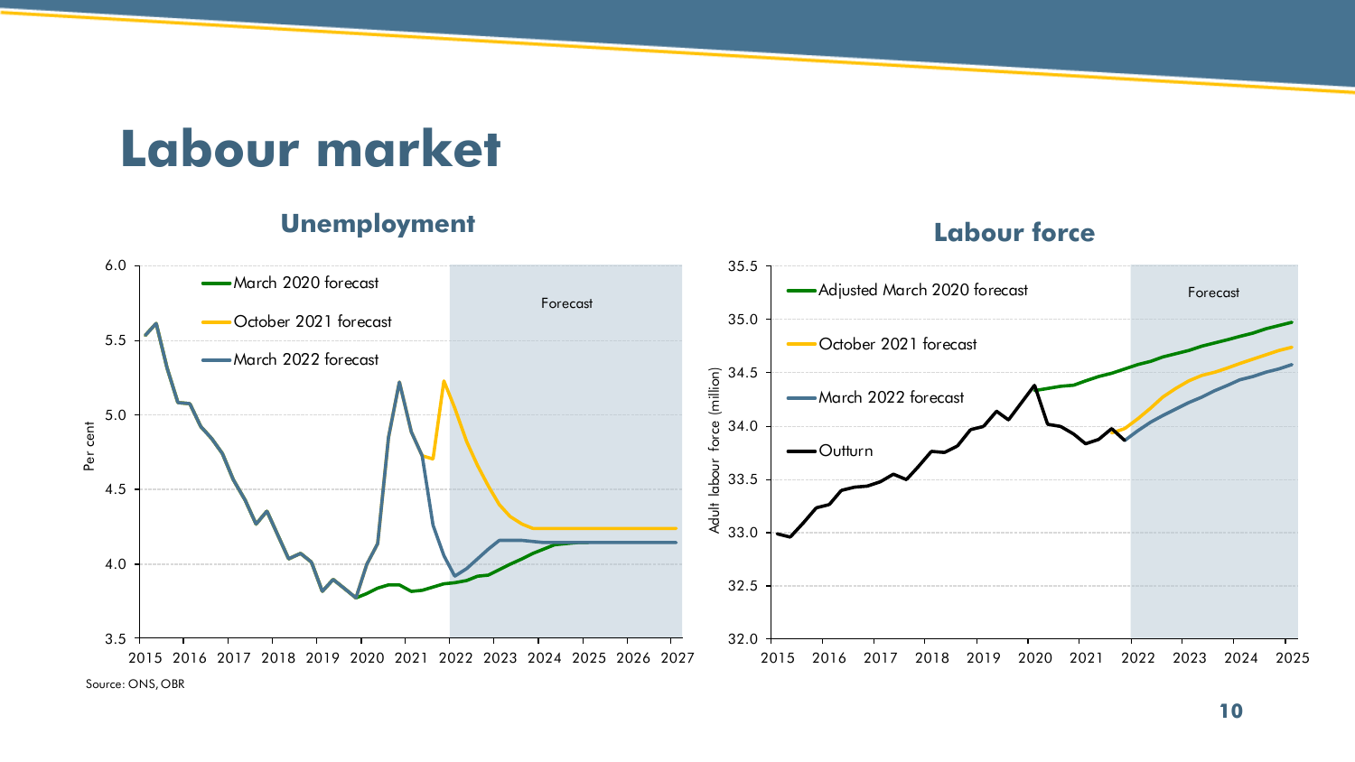# Labour market

### Unemployment

- March 2020 forecast
- October 2021 forecast
- March 2022 forecast

Forecast

Per cent

### Labour force

- Adjusted March 2020 forecast
- October 2021 forecast
- March 2022 forecast
- Outturn

Forecast

Adult labour force (million)

Source: ONS, OBR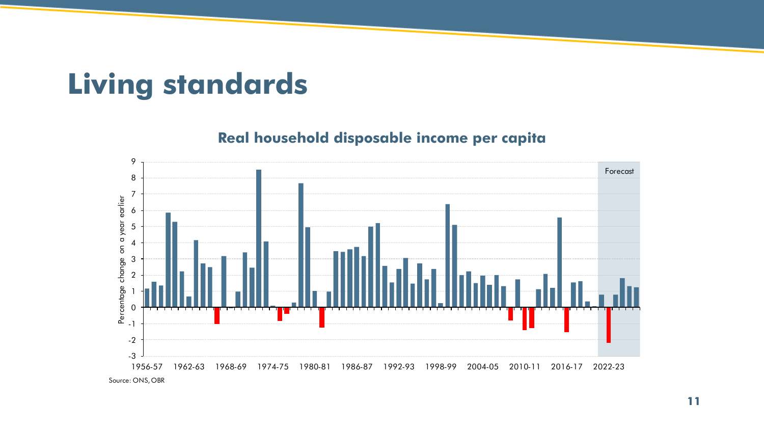# Living standards

**Real household disposable income per capita**

Source: ONS, OBR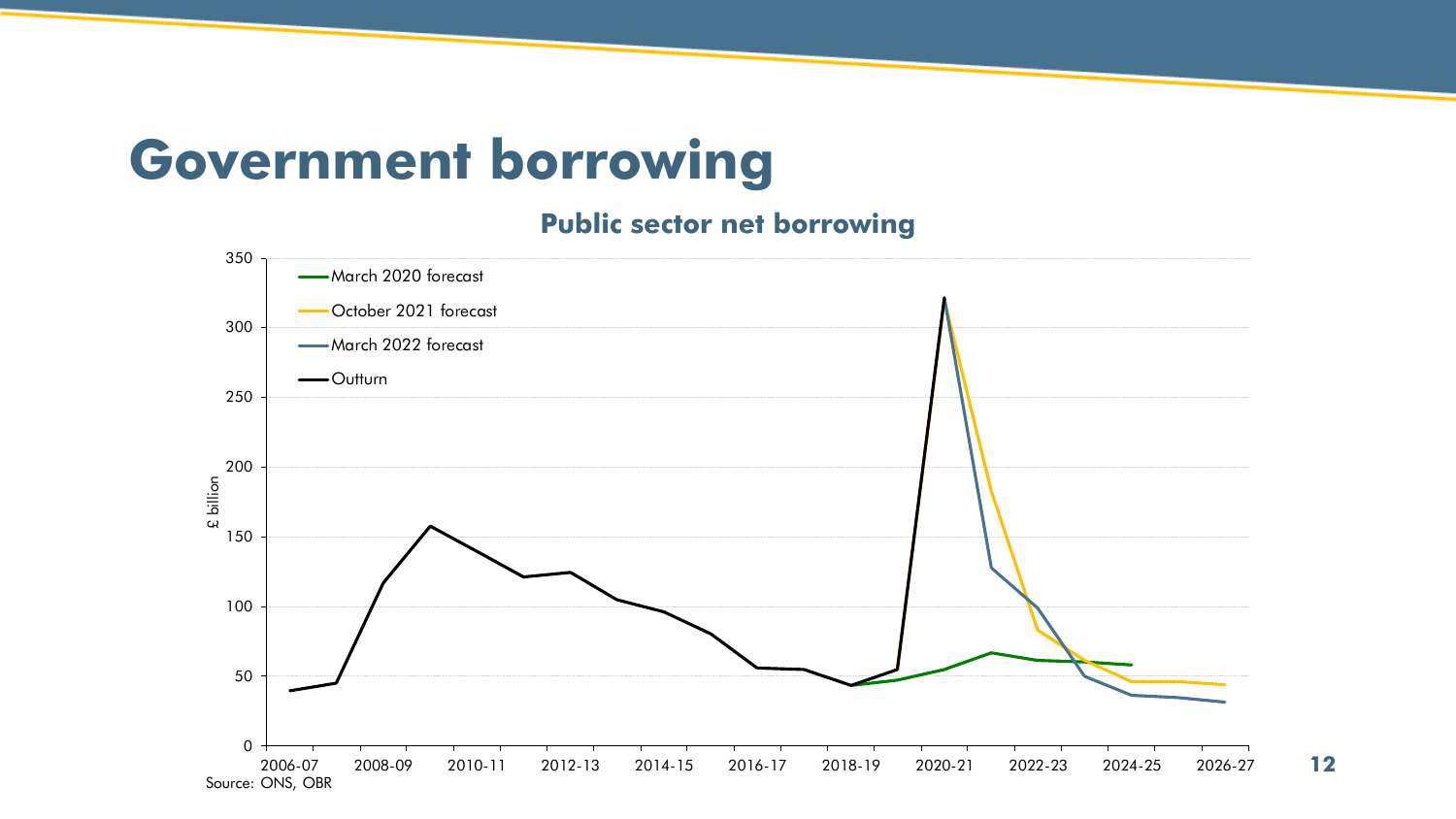# Government borrowing

**Public sector net borrowing**

£ billion

- March 2020 forecast
- October 2021 forecast
- March 2022 forecast
- Outturn

Source: ONS, OBR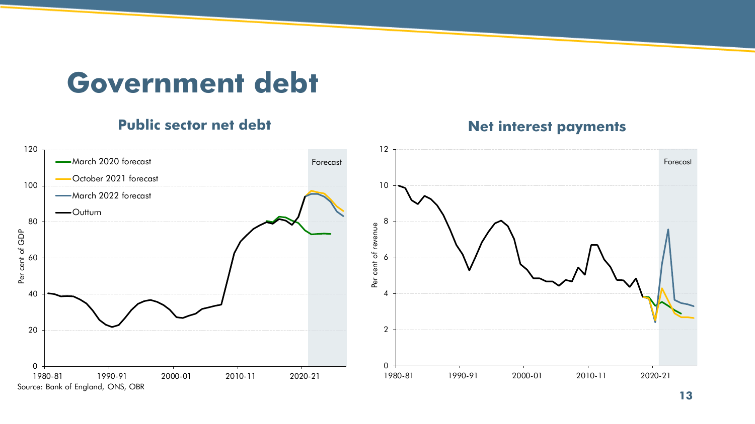# Government debt

## Public sector net debt

Per cent of GDP

- March 2020 forecast
- October 2021 forecast
- March 2022 forecast
- Outturn

Forecast

1980-81 1990-91 2000-01 2010-11 2020-21

Source: Bank of England, ONS, OBR

## Net interest payments

Per cent of revenue

Forecast

1980-81 1990-91 2000-01 2010-11 2020-21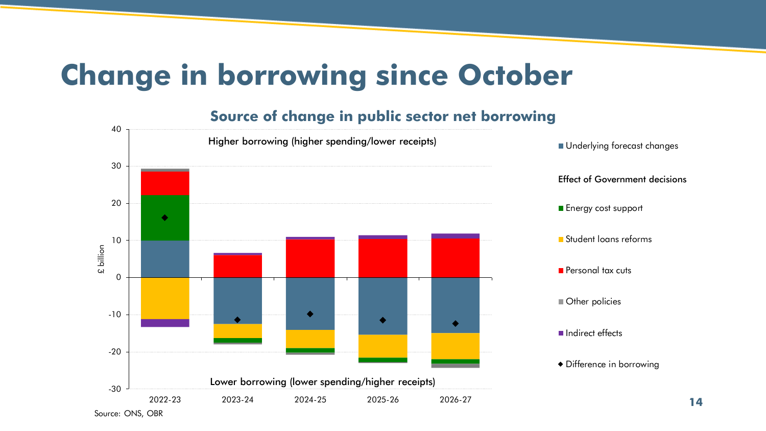# Change in borrowing since October

## Source of change in public sector net borrowing

Higher borrowing (higher spending/lower receipts)

Lower borrowing (lower spending/higher receipts)

£ billion

- Underlying forecast changes

Effect of Government decisions

- Energy cost support
- Student loans reforms
- Personal tax cuts
- Other policies
- Indirect effects
- ◆ Difference in borrowing

Years: 2022-23, 2023-24, 2024-25, 2025-26, 2026-27

Source: ONS, OBR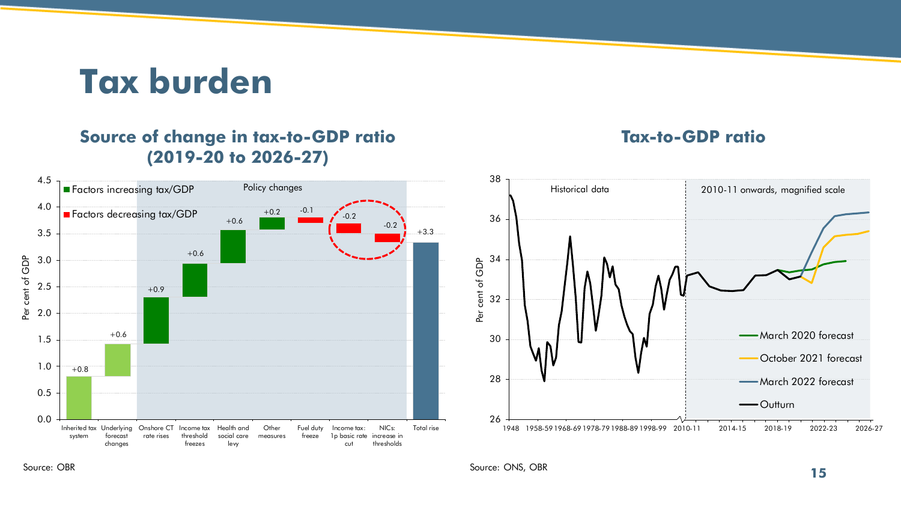# Tax burden

## Source of change in tax-to-GDP ratio (2019-20 to 2026-27)

| Factor | Change (per cent of GDP) |
|---|---|
| Inherited tax system | +0.8 |
| Underlying forecast changes | +0.6 |
| Onshore CT rate rises | +0.9 |
| Income tax threshold freezes | +0.6 |
| Health and social care levy | +0.6 |
| Other measures | +0.2 |
| Fuel duty freeze | -0.1 |
| Income tax: 1p basic rate cut | -0.2 |
| NICs: increase in thresholds | -0.2 |
| Total rise | +3.3 |

Factors increasing tax/GDP; Factors decreasing tax/GDP. Policy changes.

Source: OBR

## Tax-to-GDP ratio

Historical data; 2010-11 onwards, magnified scale. March 2020 forecast; October 2021 forecast; March 2022 forecast; Outturn.

Source: ONS, OBR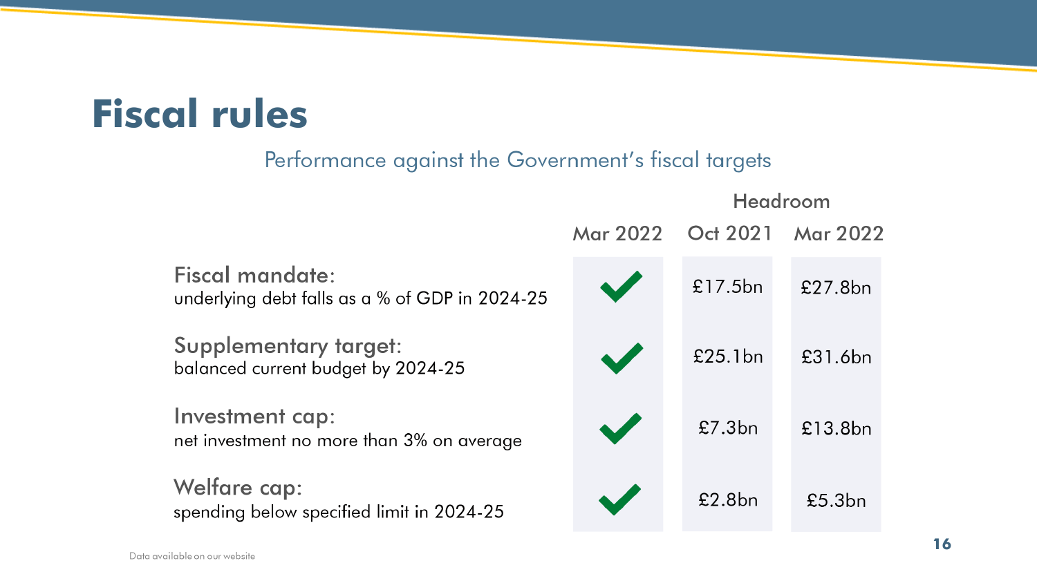# Fiscal rules

Performance against the Government's fiscal targets

| | Mar 2022 | Headroom Oct 2021 | Headroom Mar 2022 |
|---|---|---|---|
| **Fiscal mandate:** underlying debt falls as a % of GDP in 2024-25 | ✔ | £17.5bn | £27.8bn |
| **Supplementary target:** balanced current budget by 2024-25 | ✔ | £25.1bn | £31.6bn |
| **Investment cap:** net investment no more than 3% on average | ✔ | £7.3bn | £13.8bn |
| **Welfare cap:** spending below specified limit in 2024-25 | ✔ | £2.8bn | £5.3bn |

Data available on our website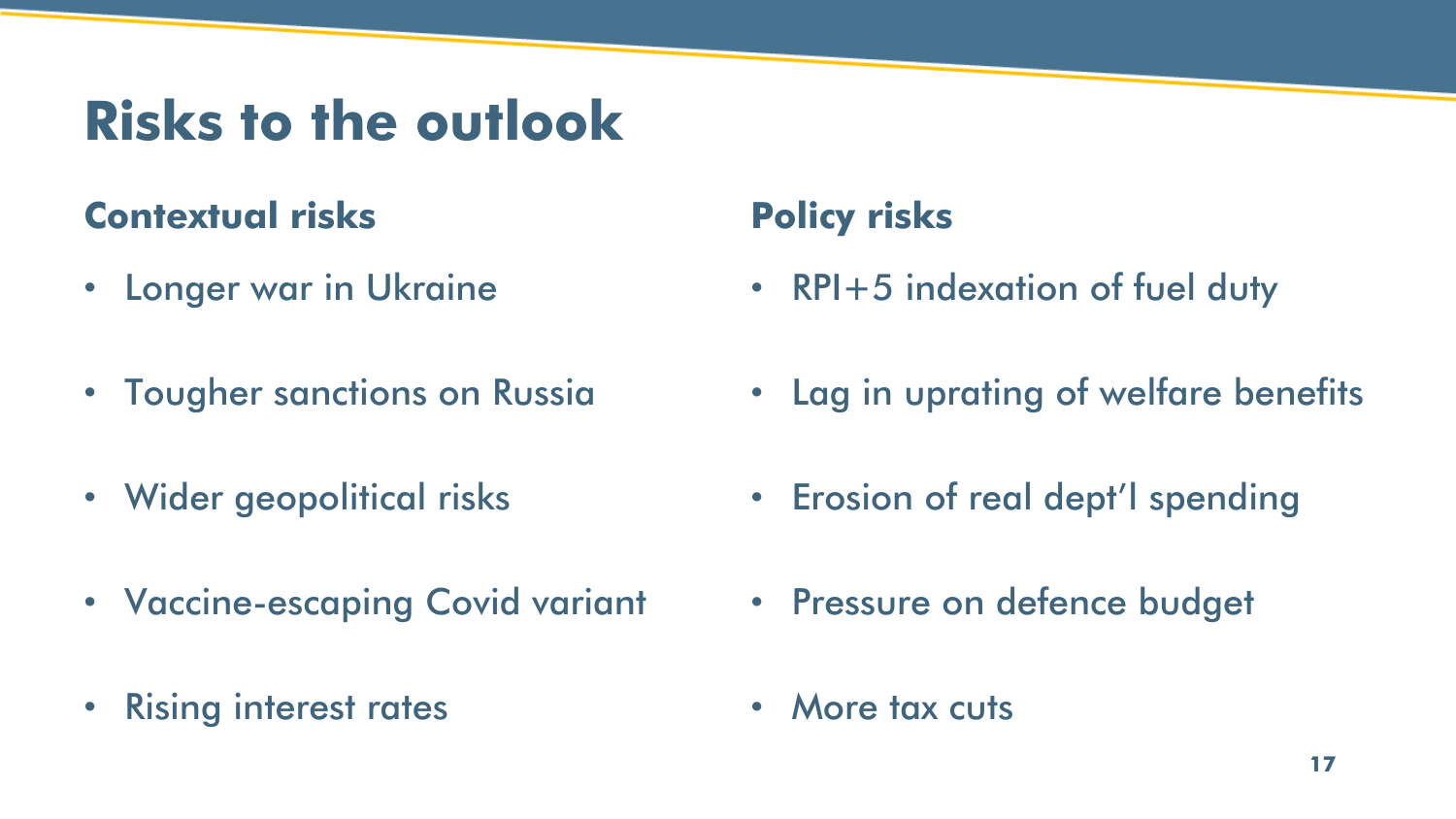# Risks to the outlook

## Contextual risks

- Longer war in Ukraine
- Tougher sanctions on Russia
- Wider geopolitical risks
- Vaccine-escaping Covid variant
- Rising interest rates

## Policy risks

- RPI+5 indexation of fuel duty
- Lag in uprating of welfare benefits
- Erosion of real dept'l spending
- Pressure on defence budget
- More tax cuts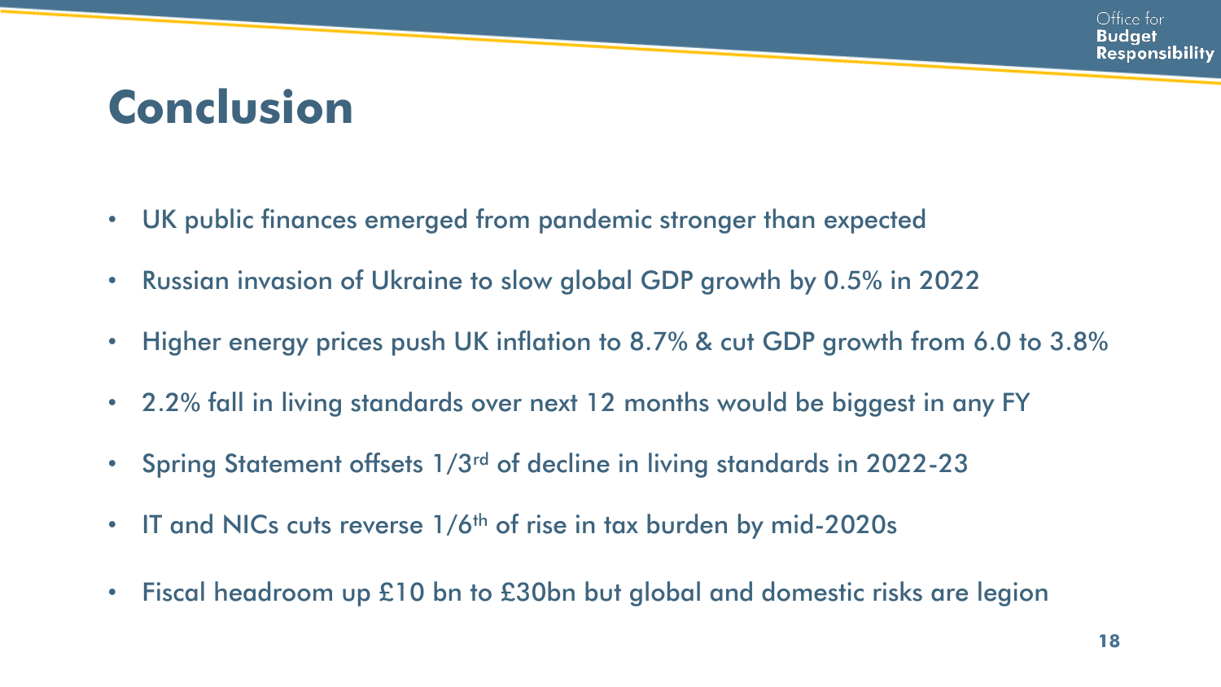# Conclusion

- UK public finances emerged from pandemic stronger than expected
- Russian invasion of Ukraine to slow global GDP growth by 0.5% in 2022
- Higher energy prices push UK inflation to 8.7% & cut GDP growth from 6.0 to 3.8%
- 2.2% fall in living standards over next 12 months would be biggest in any FY
- Spring Statement offsets 1/3rd of decline in living standards in 2022-23
- IT and NICs cuts reverse 1/6th of rise in tax burden by mid-2020s
- Fiscal headroom up £10 bn to £30bn but global and domestic risks are legion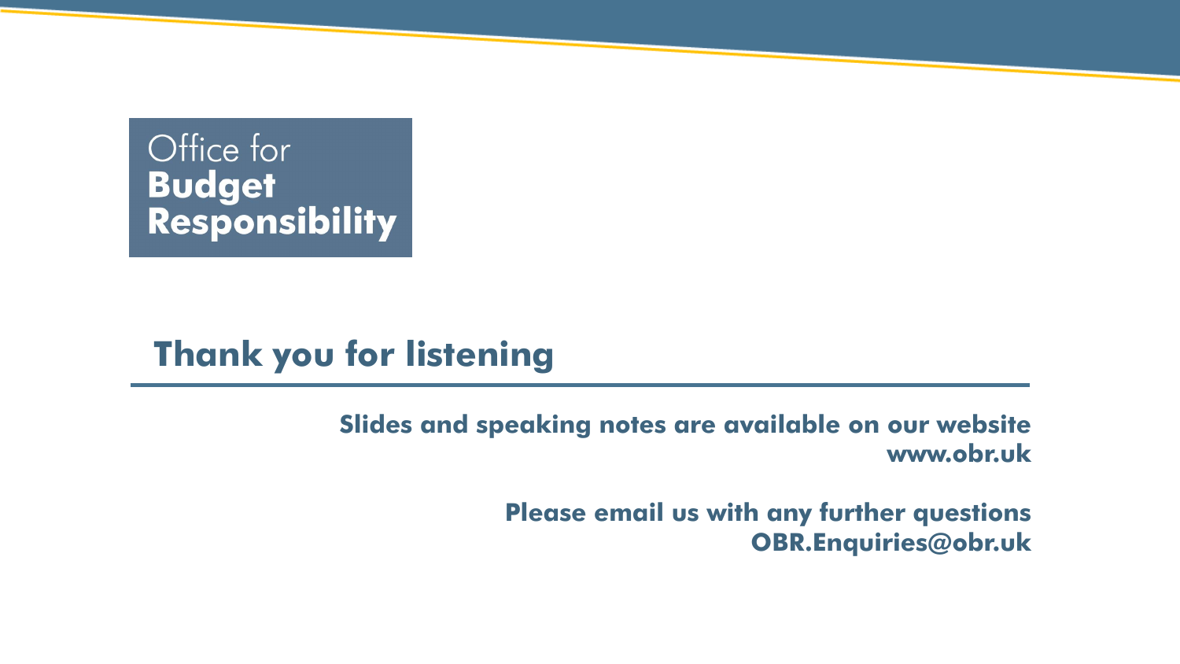Office for
**Budget**
**Responsibility**

## Thank you for listening

**Slides and speaking notes are available on our website**
**www.obr.uk**

**Please email us with any further questions**
**OBR.Enquiries@obr.uk**